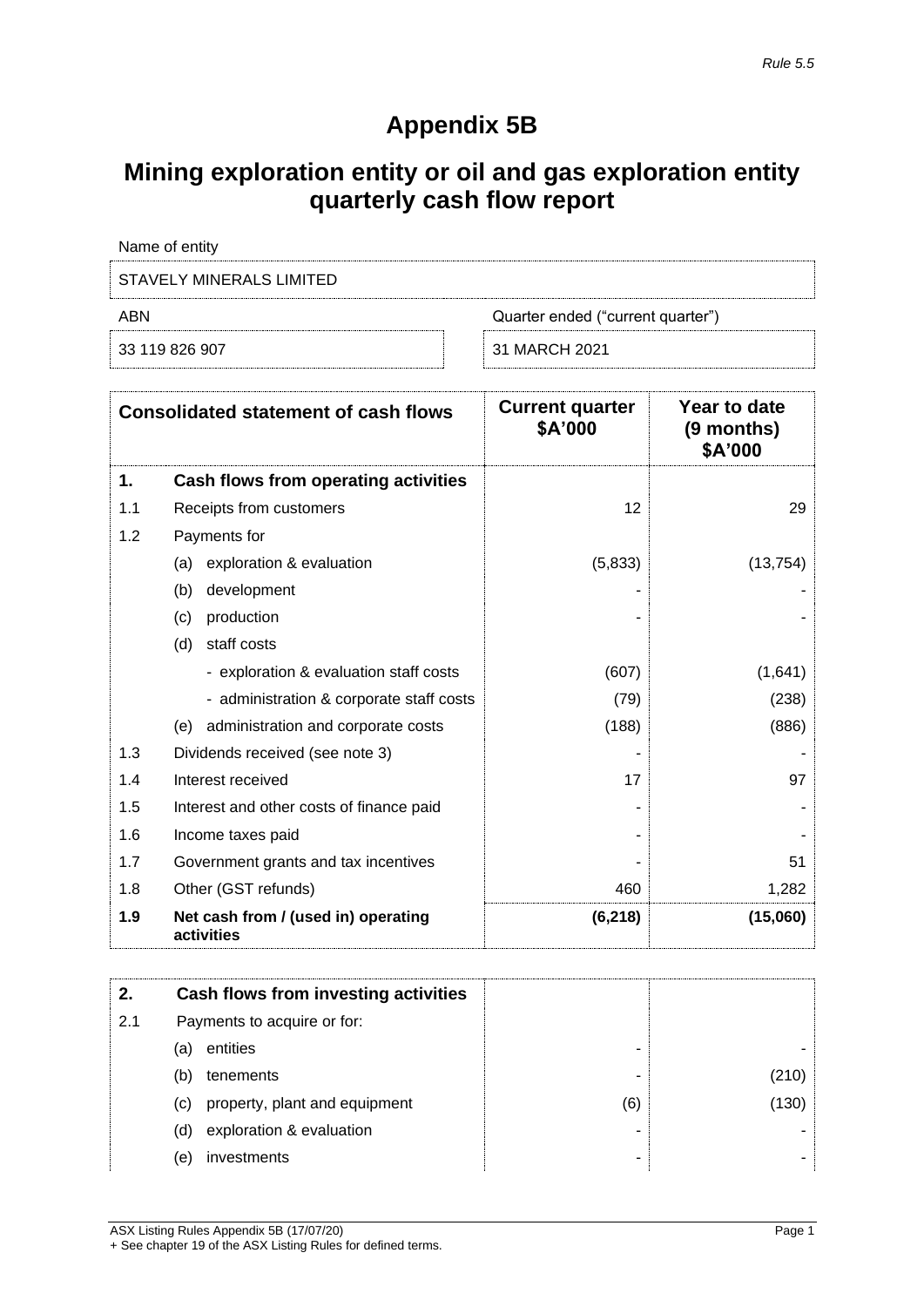*Rule 5.5*

# Appendix 5B

# Mining exploration entity or oil and gas exploration entity quarterly cash flow report

Name of entity

STAVELY MINERALS LIMITED

| ABN | Quarter ended ("current quarter") |
|---|---|
| 33 119 826 907 | 31 MARCH 2021 |

| | Consolidated statement of cash flows | Current quarter $A'000 | Year to date (9 months) $A'000 |
|---|---|---|---|
| **1.** | **Cash flows from operating activities** | | |
| 1.1 | Receipts from customers | 12 | 29 |
| 1.2 | Payments for | | |
| | (a) exploration & evaluation | (5,833) | (13,754) |
| | (b) development | - | - |
| | (c) production | - | - |
| | (d) staff costs | | |
| | - exploration & evaluation staff costs | (607) | (1,641) |
| | - administration & corporate staff costs | (79) | (238) |
| | (e) administration and corporate costs | (188) | (886) |
| 1.3 | Dividends received (see note 3) | - | - |
| 1.4 | Interest received | 17 | 97 |
| 1.5 | Interest and other costs of finance paid | - | - |
| 1.6 | Income taxes paid | - | - |
| 1.7 | Government grants and tax incentives | - | 51 |
| 1.8 | Other (GST refunds) | 460 | 1,282 |
| **1.9** | **Net cash from / (used in) operating activities** | **(6,218)** | **(15,060)** |

| | | | |
|---|---|---|---|
| **2.** | **Cash flows from investing activities** | | |
| 2.1 | Payments to acquire or for: | | |
| | (a) entities | - | - |
| | (b) tenements | - | (210) |
| | (c) property, plant and equipment | (6) | (130) |
| | (d) exploration & evaluation | - | - |
| | (e) investments | - | - |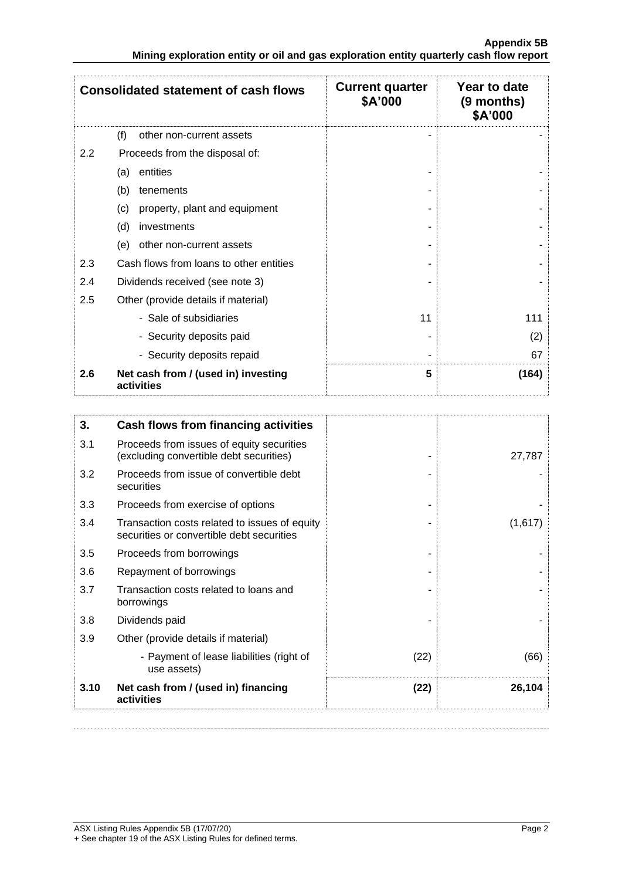| Consolidated statement of cash flows | | Current quarter \$A'000 | Year to date (9 months) \$A'000 |
|---|---|---|---|
| | (f) other non-current assets | - | - |
| 2.2 | Proceeds from the disposal of: | | |
| | (a) entities | - | - |
| | (b) tenements | - | - |
| | (c) property, plant and equipment | - | - |
| | (d) investments | - | - |
| | (e) other non-current assets | - | - |
| 2.3 | Cash flows from loans to other entities | - | - |
| 2.4 | Dividends received (see note 3) | - | - |
| 2.5 | Other (provide details if material) | | |
| | - Sale of subsidiaries | 11 | 111 |
| | - Security deposits paid | - | (2) |
| | - Security deposits repaid | - | 67 |
| **2.6** | **Net cash from / (used in) investing activities** | **5** | **(164)** |

| 3. | Cash flows from financing activities | | |
|---|---|---|---|
| 3.1 | Proceeds from issues of equity securities (excluding convertible debt securities) | - | 27,787 |
| 3.2 | Proceeds from issue of convertible debt securities | - | - |
| 3.3 | Proceeds from exercise of options | - | - |
| 3.4 | Transaction costs related to issues of equity securities or convertible debt securities | - | (1,617) |
| 3.5 | Proceeds from borrowings | - | - |
| 3.6 | Repayment of borrowings | - | - |
| 3.7 | Transaction costs related to loans and borrowings | - | - |
| 3.8 | Dividends paid | - | - |
| 3.9 | Other (provide details if material) | | |
| | - Payment of lease liabilities (right of use assets) | (22) | (66) |
| **3.10** | **Net cash from / (used in) financing activities** | **(22)** | **26,104** |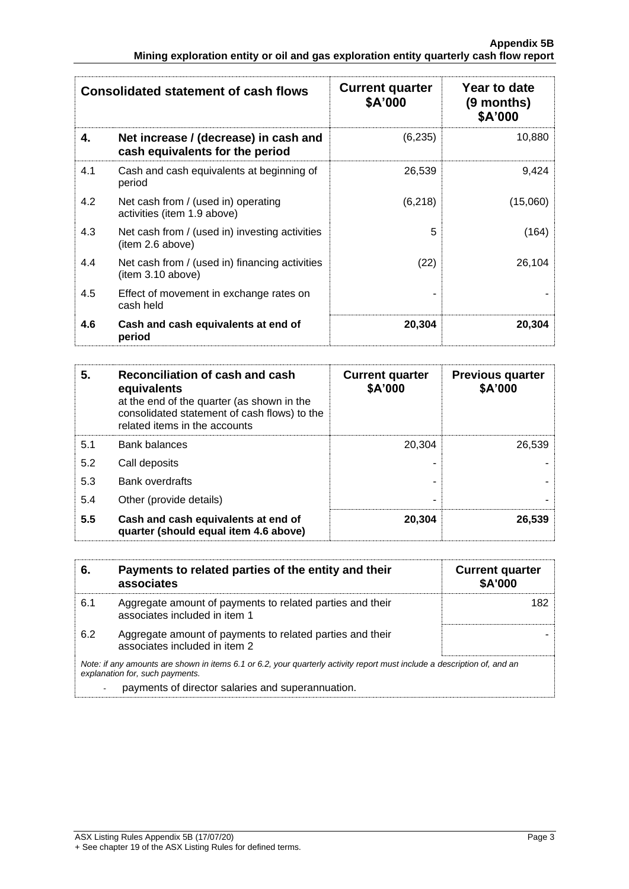| Consolidated statement of cash flows | | Current quarter $A'000 | Year to date (9 months) $A'000 |
|---|---|---|---|
| **4.** | **Net increase / (decrease) in cash and cash equivalents for the period** | (6,235) | 10,880 |
| 4.1 | Cash and cash equivalents at beginning of period | 26,539 | 9,424 |
| 4.2 | Net cash from / (used in) operating activities (item 1.9 above) | (6,218) | (15,060) |
| 4.3 | Net cash from / (used in) investing activities (item 2.6 above) | 5 | (164) |
| 4.4 | Net cash from / (used in) financing activities (item 3.10 above) | (22) | 26,104 |
| 4.5 | Effect of movement in exchange rates on cash held | - | - |
| **4.6** | **Cash and cash equivalents at end of period** | **20,304** | **20,304** |

| **5.** | **Reconciliation of cash and cash equivalents** at the end of the quarter (as shown in the consolidated statement of cash flows) to the related items in the accounts | Current quarter $A'000 | Previous quarter $A'000 |
|---|---|---|---|
| 5.1 | Bank balances | 20,304 | 26,539 |
| 5.2 | Call deposits | - | - |
| 5.3 | Bank overdrafts | - | - |
| 5.4 | Other (provide details) | - | - |
| **5.5** | **Cash and cash equivalents at end of quarter (should equal item 4.6 above)** | **20,304** | **26,539** |

| **6.** | **Payments to related parties of the entity and their associates** | Current quarter $A'000 |
|---|---|---|
| 6.1 | Aggregate amount of payments to related parties and their associates included in item 1 | 182 |
| 6.2 | Aggregate amount of payments to related parties and their associates included in item 2 | - |

*Note: if any amounts are shown in items 6.1 or 6.2, your quarterly activity report must include a description of, and an explanation for, such payments.*

- payments of director salaries and superannuation.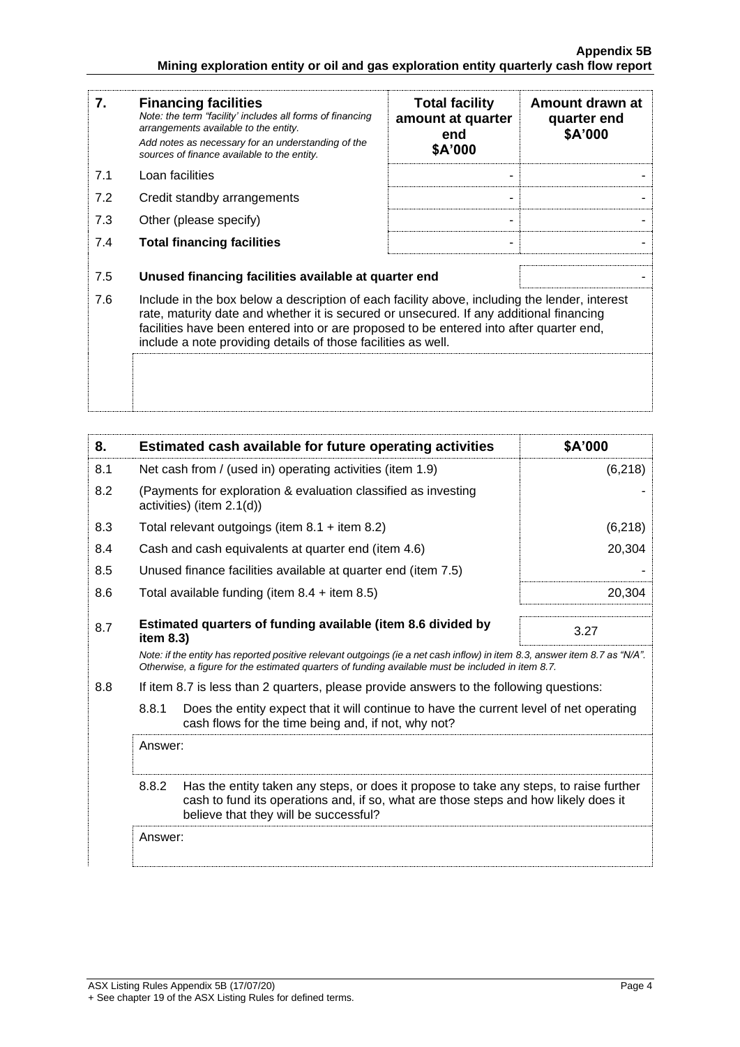| 7. | **Financing facilities**<br>*Note: the term "facility' includes all forms of financing arrangements available to the entity.*<br>*Add notes as necessary for an understanding of the sources of finance available to the entity.* | **Total facility amount at quarter end**<br>**$A'000** | **Amount drawn at quarter end**<br>**$A'000** |
|---|---|---|---|
| 7.1 | Loan facilities | - | - |
| 7.2 | Credit standby arrangements | - | - |
| 7.3 | Other (please specify) | - | - |
| 7.4 | **Total financing facilities** | - | - |
| 7.5 | **Unused financing facilities available at quarter end** | | - |
| 7.6 | Include in the box below a description of each facility above, including the lender, interest rate, maturity date and whether it is secured or unsecured. If any additional financing facilities have been entered into or are proposed to be entered into after quarter end, include a note providing details of those facilities as well. | | |

| 8. | **Estimated cash available for future operating activities** | **$A'000** |
|---|---|---|
| 8.1 | Net cash from / (used in) operating activities (item 1.9) | (6,218) |
| 8.2 | (Payments for exploration & evaluation classified as investing activities) (item 2.1(d)) | - |
| 8.3 | Total relevant outgoings (item 8.1 + item 8.2) | (6,218) |
| 8.4 | Cash and cash equivalents at quarter end (item 4.6) | 20,304 |
| 8.5 | Unused finance facilities available at quarter end (item 7.5) | - |
| 8.6 | Total available funding (item 8.4 + item 8.5) | 20,304 |
| 8.7 | **Estimated quarters of funding available (item 8.6 divided by item 8.3)** | 3.27 |

*Note: if the entity has reported positive relevant outgoings (ie a net cash inflow) in item 8.3, answer item 8.7 as "N/A". Otherwise, a figure for the estimated quarters of funding available must be included in item 8.7.*

8.8 If item 8.7 is less than 2 quarters, please provide answers to the following questions:

8.8.1 Does the entity expect that it will continue to have the current level of net operating cash flows for the time being and, if not, why not?

Answer:

8.8.2 Has the entity taken any steps, or does it propose to take any steps, to raise further cash to fund its operations and, if so, what are those steps and how likely does it believe that they will be successful?

Answer: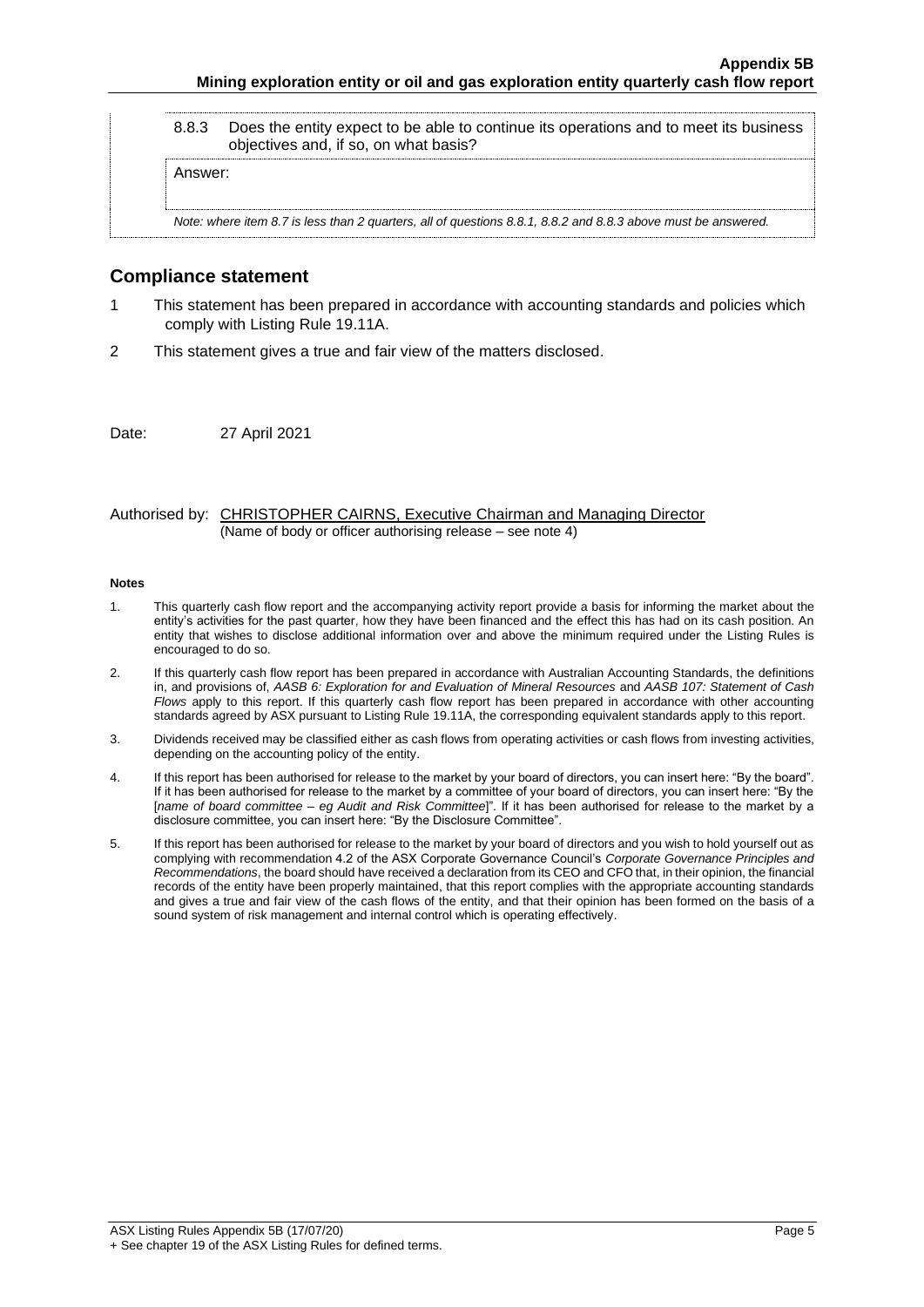| | |
|---|---|
| 8.8.3 | Does the entity expect to be able to continue its operations and to meet its business objectives and, if so, on what basis? |
| Answer: | |

*Note: where item 8.7 is less than 2 quarters, all of questions 8.8.1, 8.8.2 and 8.8.3 above must be answered.*

## Compliance statement

1. This statement has been prepared in accordance with accounting standards and policies which comply with Listing Rule 19.11A.
2. This statement gives a true and fair view of the matters disclosed.

Date: 27 April 2021

Authorised by: CHRISTOPHER CAIRNS, Executive Chairman and Managing Director
(Name of body or officer authorising release – see note 4)

**Notes**

1. This quarterly cash flow report and the accompanying activity report provide a basis for informing the market about the entity's activities for the past quarter, how they have been financed and the effect this has had on its cash position. An entity that wishes to disclose additional information over and above the minimum required under the Listing Rules is encouraged to do so.
2. If this quarterly cash flow report has been prepared in accordance with Australian Accounting Standards, the definitions in, and provisions of, *AASB 6: Exploration for and Evaluation of Mineral Resources* and *AASB 107: Statement of Cash Flows* apply to this report. If this quarterly cash flow report has been prepared in accordance with other accounting standards agreed by ASX pursuant to Listing Rule 19.11A, the corresponding equivalent standards apply to this report.
3. Dividends received may be classified either as cash flows from operating activities or cash flows from investing activities, depending on the accounting policy of the entity.
4. If this report has been authorised for release to the market by your board of directors, you can insert here: "By the board". If it has been authorised for release to the market by a committee of your board of directors, you can insert here: "By the [*name of board committee – eg Audit and Risk Committee*]". If it has been authorised for release to the market by a disclosure committee, you can insert here: "By the Disclosure Committee".
5. If this report has been authorised for release to the market by your board of directors and you wish to hold yourself out as complying with recommendation 4.2 of the ASX Corporate Governance Council's *Corporate Governance Principles and Recommendations*, the board should have received a declaration from its CEO and CFO that, in their opinion, the financial records of the entity have been properly maintained, that this report complies with the appropriate accounting standards and gives a true and fair view of the cash flows of the entity, and that their opinion has been formed on the basis of a sound system of risk management and internal control which is operating effectively.